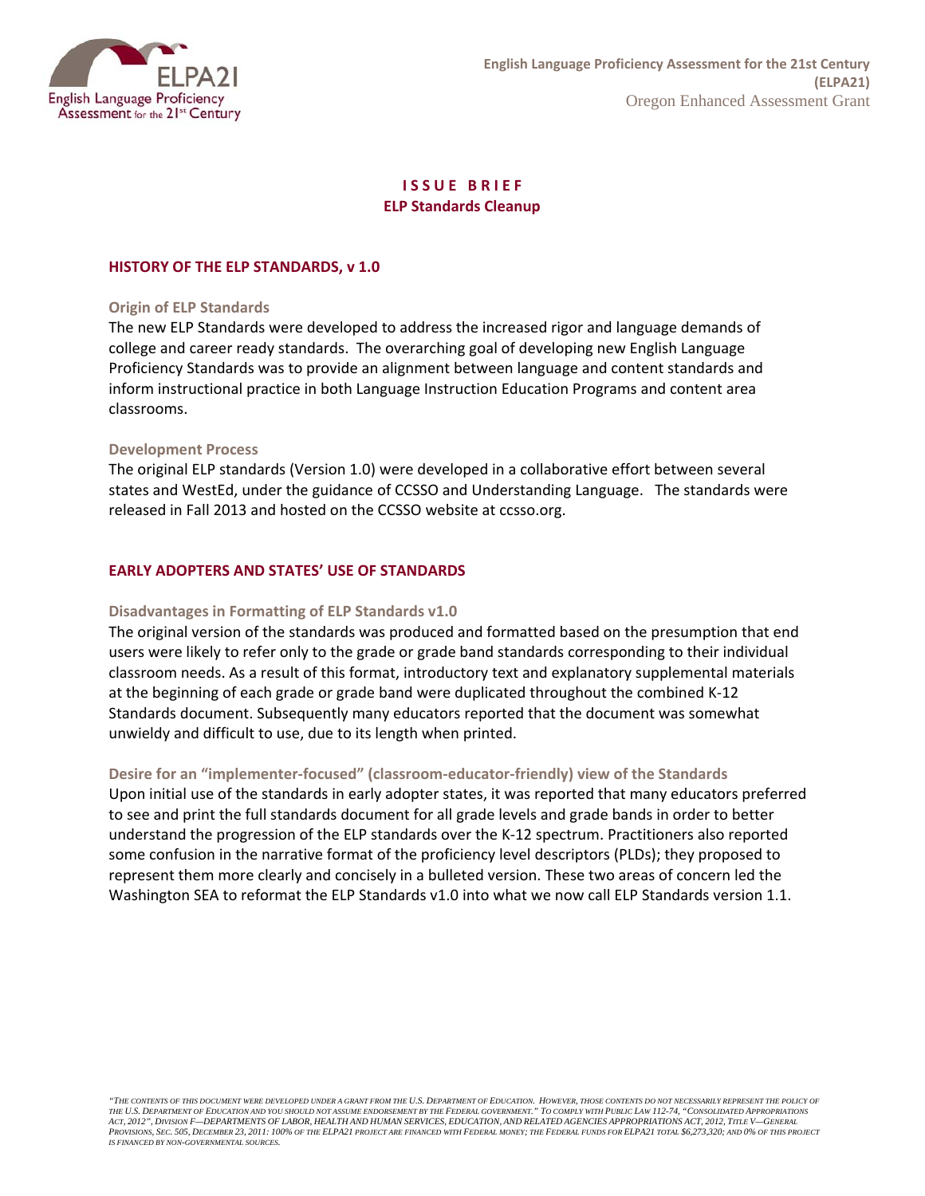# ISSUE BRIEF

## ELP Standards Cleanup

### HISTORY OF THE ELP STANDARDS, v 1.0

#### Origin of ELP Standards

The new ELP Standards were developed to address the increased rigor and language demands of college and career ready standards. The overarching goal of developing new English Language Proficiency Standards was to provide an alignment between language and content standards and inform instructional practice in both Language Instruction Education Programs and content area classrooms.

#### Development Process

The original ELP standards (Version 1.0) were developed in a collaborative effort between several states and WestEd, under the guidance of CCSSO and Understanding Language. The standards were released in Fall 2013 and hosted on the CCSSO website at ccsso.org.

### EARLY ADOPTERS AND STATES' USE OF STANDARDS

#### Disadvantages in Formatting of ELP Standards v1.0

The original version of the standards was produced and formatted based on the presumption that end users were likely to refer only to the grade or grade band standards corresponding to their individual classroom needs. As a result of this format, introductory text and explanatory supplemental materials at the beginning of each grade or grade band were duplicated throughout the combined K-12 Standards document. Subsequently many educators reported that the document was somewhat unwieldy and difficult to use, due to its length when printed.

#### Desire for an "implementer-focused" (classroom-educator-friendly) view of the Standards

Upon initial use of the standards in early adopter states, it was reported that many educators preferred to see and print the full standards document for all grade levels and grade bands in order to better understand the progression of the ELP standards over the K-12 spectrum. Practitioners also reported some confusion in the narrative format of the proficiency level descriptors (PLDs); they proposed to represent them more clearly and concisely in a bulleted version. These two areas of concern led the Washington SEA to reformat the ELP Standards v1.0 into what we now call ELP Standards version 1.1.

*"The contents of this document were developed under a grant from the U.S. Department of Education. However, those contents do not necessarily represent the policy of the U.S. Department of Education and you should not assume endorsement by the Federal government." To comply with Public Law 112-74, "Consolidated Appropriations Act, 2012", Division F—Departments of Labor, Health and Human Services, Education, and Related Agencies Appropriations Act, 2012, Title V—General Provisions, Sec. 505, December 23, 2011: 100% of the ELPA21 project are financed with Federal money; the Federal funds for ELPA21 total $6,273,320; and 0% of this project is financed by non-governmental sources.*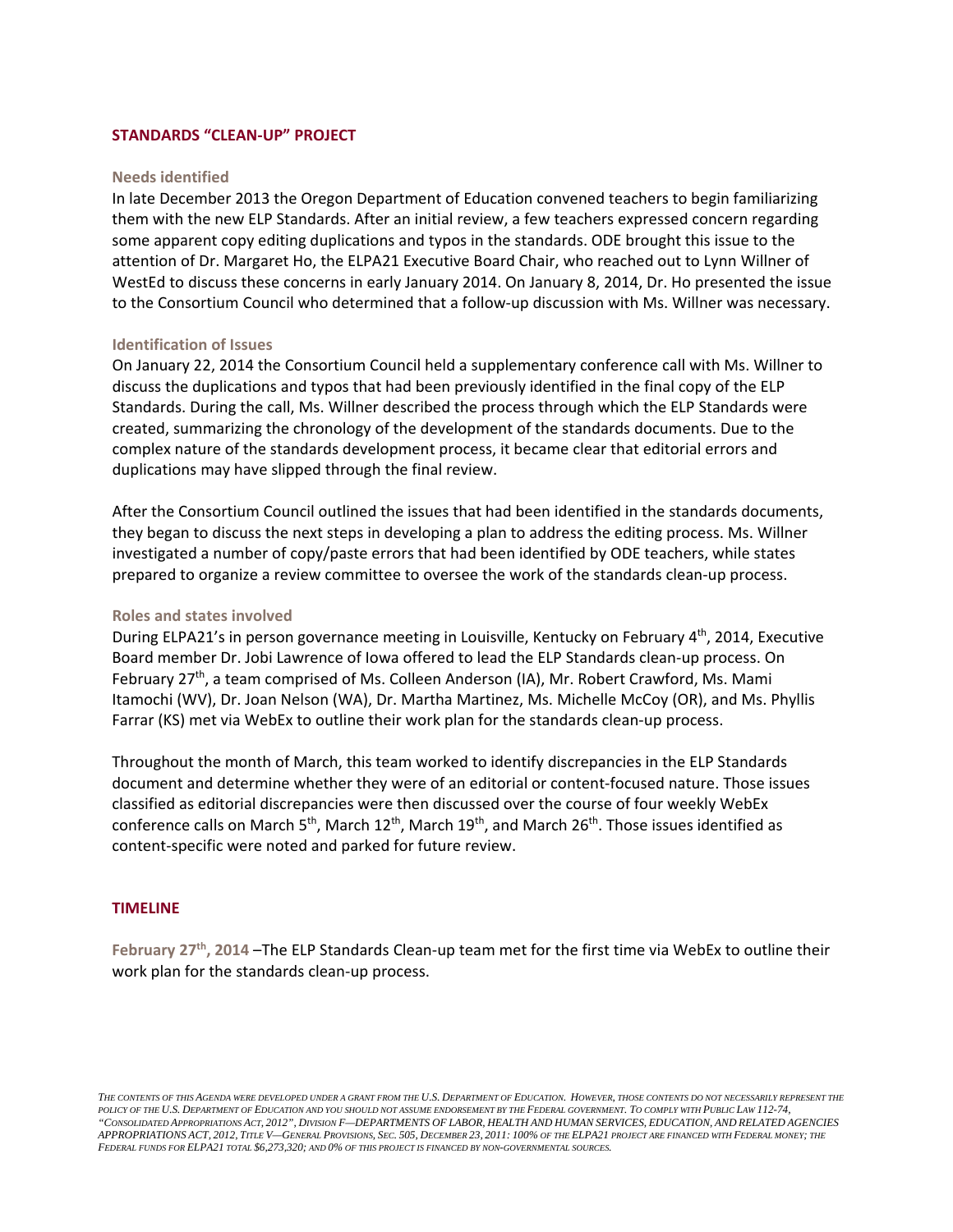## STANDARDS "CLEAN-UP" PROJECT

### Needs identified

In late December 2013 the Oregon Department of Education convened teachers to begin familiarizing them with the new ELP Standards. After an initial review, a few teachers expressed concern regarding some apparent copy editing duplications and typos in the standards. ODE brought this issue to the attention of Dr. Margaret Ho, the ELPA21 Executive Board Chair, who reached out to Lynn Willner of WestEd to discuss these concerns in early January 2014. On January 8, 2014, Dr. Ho presented the issue to the Consortium Council who determined that a follow-up discussion with Ms. Willner was necessary.

### Identification of Issues

On January 22, 2014 the Consortium Council held a supplementary conference call with Ms. Willner to discuss the duplications and typos that had been previously identified in the final copy of the ELP Standards. During the call, Ms. Willner described the process through which the ELP Standards were created, summarizing the chronology of the development of the standards documents. Due to the complex nature of the standards development process, it became clear that editorial errors and duplications may have slipped through the final review.

After the Consortium Council outlined the issues that had been identified in the standards documents, they began to discuss the next steps in developing a plan to address the editing process. Ms. Willner investigated a number of copy/paste errors that had been identified by ODE teachers, while states prepared to organize a review committee to oversee the work of the standards clean-up process.

### Roles and states involved

During ELPA21's in person governance meeting in Louisville, Kentucky on February 4th, 2014, Executive Board member Dr. Jobi Lawrence of Iowa offered to lead the ELP Standards clean-up process. On February 27th, a team comprised of Ms. Colleen Anderson (IA), Mr. Robert Crawford, Ms. Mami Itamochi (WV), Dr. Joan Nelson (WA), Dr. Martha Martinez, Ms. Michelle McCoy (OR), and Ms. Phyllis Farrar (KS) met via WebEx to outline their work plan for the standards clean-up process.

Throughout the month of March, this team worked to identify discrepancies in the ELP Standards document and determine whether they were of an editorial or content-focused nature. Those issues classified as editorial discrepancies were then discussed over the course of four weekly WebEx conference calls on March 5th, March 12th, March 19th, and March 26th. Those issues identified as content-specific were noted and parked for future review.

## TIMELINE

**February 27th, 2014** –The ELP Standards Clean-up team met for the first time via WebEx to outline their work plan for the standards clean-up process.

*THE CONTENTS OF THIS AGENDA WERE DEVELOPED UNDER A GRANT FROM THE U.S. DEPARTMENT OF EDUCATION. HOWEVER, THOSE CONTENTS DO NOT NECESSARILY REPRESENT THE POLICY OF THE U.S. DEPARTMENT OF EDUCATION AND YOU SHOULD NOT ASSUME ENDORSEMENT BY THE FEDERAL GOVERNMENT. TO COMPLY WITH PUBLIC LAW 112-74, "CONSOLIDATED APPROPRIATIONS ACT, 2012", DIVISION F—DEPARTMENTS OF LABOR, HEALTH AND HUMAN SERVICES, EDUCATION, AND RELATED AGENCIES APPROPRIATIONS ACT, 2012, TITLE V—GENERAL PROVISIONS, SEC. 505, DECEMBER 23, 2011: 100% OF THE ELPA21 PROJECT ARE FINANCED WITH FEDERAL MONEY; THE FEDERAL FUNDS FOR ELPA21 TOTAL $6,273,320; AND 0% OF THIS PROJECT IS FINANCED BY NON-GOVERNMENTAL SOURCES.*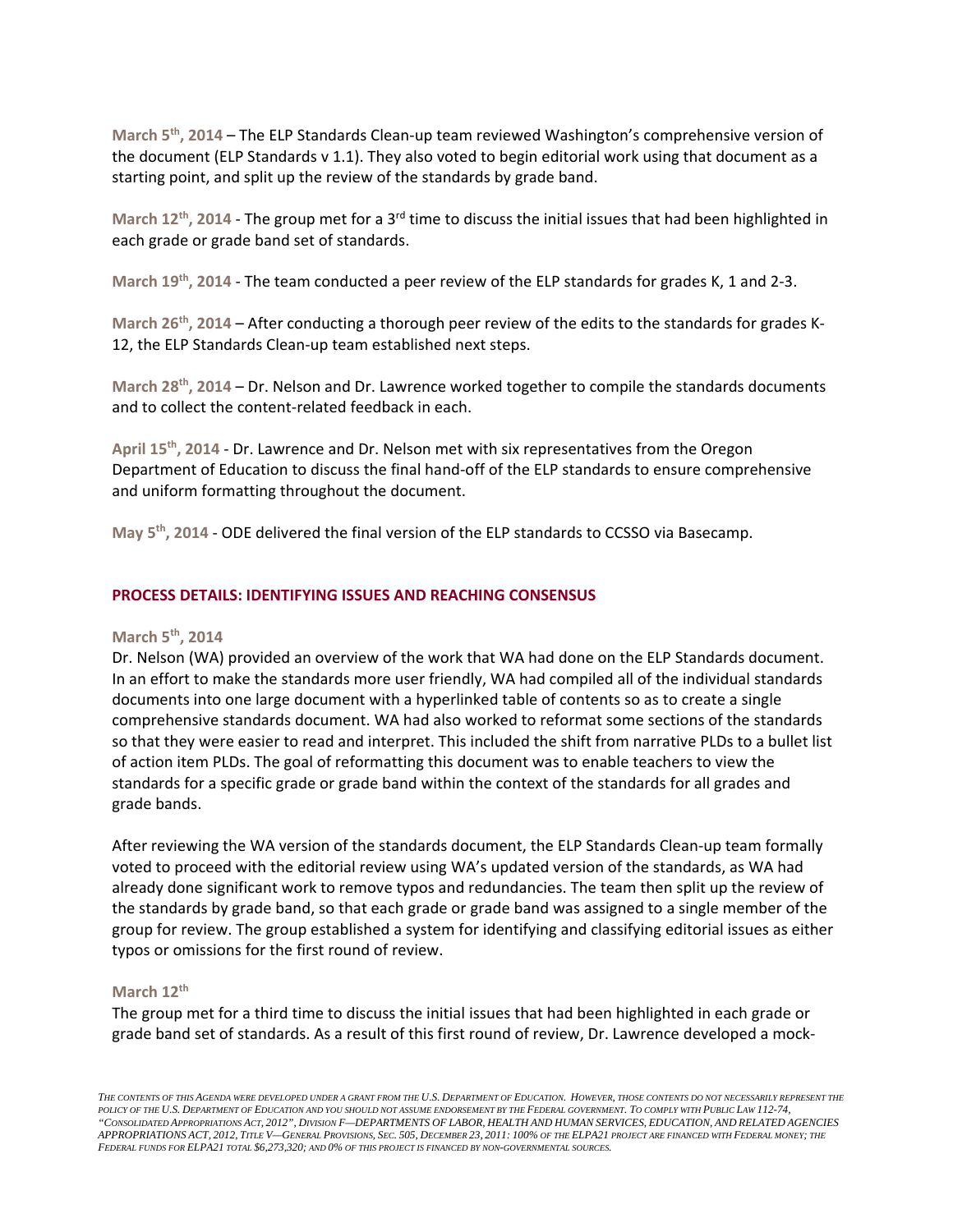**March 5th, 2014** – The ELP Standards Clean-up team reviewed Washington's comprehensive version of the document (ELP Standards v 1.1). They also voted to begin editorial work using that document as a starting point, and split up the review of the standards by grade band.

**March 12th, 2014** - The group met for a 3rd time to discuss the initial issues that had been highlighted in each grade or grade band set of standards.

**March 19th, 2014** - The team conducted a peer review of the ELP standards for grades K, 1 and 2-3.

**March 26th, 2014** – After conducting a thorough peer review of the edits to the standards for grades K-12, the ELP Standards Clean-up team established next steps.

**March 28th, 2014** – Dr. Nelson and Dr. Lawrence worked together to compile the standards documents and to collect the content-related feedback in each.

**April 15th, 2014** - Dr. Lawrence and Dr. Nelson met with six representatives from the Oregon Department of Education to discuss the final hand-off of the ELP standards to ensure comprehensive and uniform formatting throughout the document.

**May 5th, 2014** - ODE delivered the final version of the ELP standards to CCSSO via Basecamp.

## PROCESS DETAILS: IDENTIFYING ISSUES AND REACHING CONSENSUS

### March 5th, 2014

Dr. Nelson (WA) provided an overview of the work that WA had done on the ELP Standards document. In an effort to make the standards more user friendly, WA had compiled all of the individual standards documents into one large document with a hyperlinked table of contents so as to create a single comprehensive standards document. WA had also worked to reformat some sections of the standards so that they were easier to read and interpret. This included the shift from narrative PLDs to a bullet list of action item PLDs. The goal of reformatting this document was to enable teachers to view the standards for a specific grade or grade band within the context of the standards for all grades and grade bands.

After reviewing the WA version of the standards document, the ELP Standards Clean-up team formally voted to proceed with the editorial review using WA's updated version of the standards, as WA had already done significant work to remove typos and redundancies. The team then split up the review of the standards by grade band, so that each grade or grade band was assigned to a single member of the group for review. The group established a system for identifying and classifying editorial issues as either typos or omissions for the first round of review.

### March 12th

The group met for a third time to discuss the initial issues that had been highlighted in each grade or grade band set of standards. As a result of this first round of review, Dr. Lawrence developed a mock-

*The contents of this Agenda were developed under a grant from the U.S. Department of Education. However, those contents do not necessarily represent the policy of the U.S. Department of Education and you should not assume endorsement by the Federal government. To comply with Public Law 112-74, "Consolidated Appropriations Act, 2012", Division F—Departments of Labor, Health and Human Services, Education, and Related Agencies Appropriations Act, 2012, Title V—General Provisions, Sec. 505, December 23, 2011: 100% of the ELPA21 project are financed with Federal money; the Federal funds for ELPA21 total $6,273,320; and 0% of this project is financed by non-governmental sources.*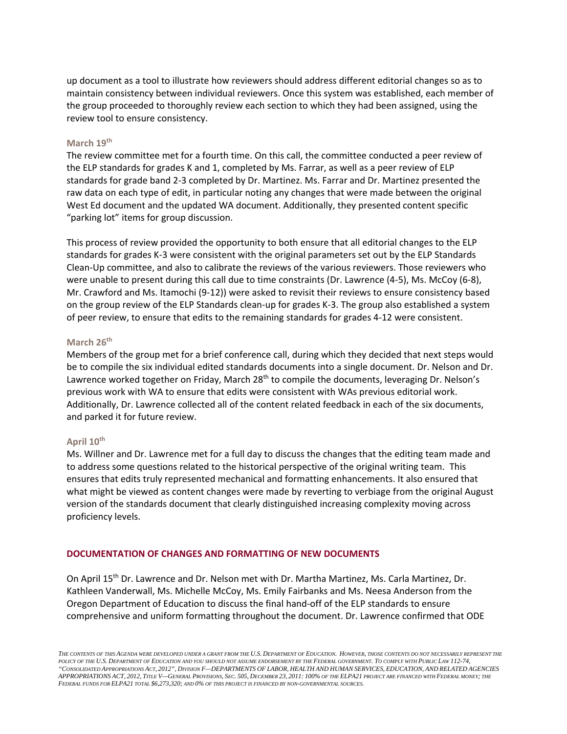up document as a tool to illustrate how reviewers should address different editorial changes so as to maintain consistency between individual reviewers. Once this system was established, each member of the group proceeded to thoroughly review each section to which they had been assigned, using the review tool to ensure consistency.

#### March 19th

The review committee met for a fourth time. On this call, the committee conducted a peer review of the ELP standards for grades K and 1, completed by Ms. Farrar, as well as a peer review of ELP standards for grade band 2-3 completed by Dr. Martinez. Ms. Farrar and Dr. Martinez presented the raw data on each type of edit, in particular noting any changes that were made between the original West Ed document and the updated WA document. Additionally, they presented content specific "parking lot" items for group discussion.

This process of review provided the opportunity to both ensure that all editorial changes to the ELP standards for grades K-3 were consistent with the original parameters set out by the ELP Standards Clean-Up committee, and also to calibrate the reviews of the various reviewers. Those reviewers who were unable to present during this call due to time constraints (Dr. Lawrence (4-5), Ms. McCoy (6-8), Mr. Crawford and Ms. Itamochi (9-12)) were asked to revisit their reviews to ensure consistency based on the group review of the ELP Standards clean-up for grades K-3. The group also established a system of peer review, to ensure that edits to the remaining standards for grades 4-12 were consistent.

#### March 26th

Members of the group met for a brief conference call, during which they decided that next steps would be to compile the six individual edited standards documents into a single document. Dr. Nelson and Dr. Lawrence worked together on Friday, March 28th to compile the documents, leveraging Dr. Nelson's previous work with WA to ensure that edits were consistent with WAs previous editorial work. Additionally, Dr. Lawrence collected all of the content related feedback in each of the six documents, and parked it for future review.

#### April 10th

Ms. Willner and Dr. Lawrence met for a full day to discuss the changes that the editing team made and to address some questions related to the historical perspective of the original writing team. This ensures that edits truly represented mechanical and formatting enhancements. It also ensured that what might be viewed as content changes were made by reverting to verbiage from the original August version of the standards document that clearly distinguished increasing complexity moving across proficiency levels.

### DOCUMENTATION OF CHANGES AND FORMATTING OF NEW DOCUMENTS

On April 15th Dr. Lawrence and Dr. Nelson met with Dr. Martha Martinez, Ms. Carla Martinez, Dr. Kathleen Vanderwall, Ms. Michelle McCoy, Ms. Emily Fairbanks and Ms. Neesa Anderson from the Oregon Department of Education to discuss the final hand-off of the ELP standards to ensure comprehensive and uniform formatting throughout the document. Dr. Lawrence confirmed that ODE

*The contents of this Agenda were developed under a grant from the U.S. Department of Education. However, those contents do not necessarily represent the policy of the U.S. Department of Education and you should not assume endorsement by the Federal government. To comply with Public Law 112-74, "Consolidated Appropriations Act, 2012", Division F—Departments of Labor, Health and Human Services, Education, and Related Agencies Appropriations Act, 2012, Title V—General Provisions, Sec. 505, December 23, 2011: 100% of the ELPA21 project are financed with Federal money; the Federal funds for ELPA21 total $6,273,320; and 0% of this project is financed by non-governmental sources.*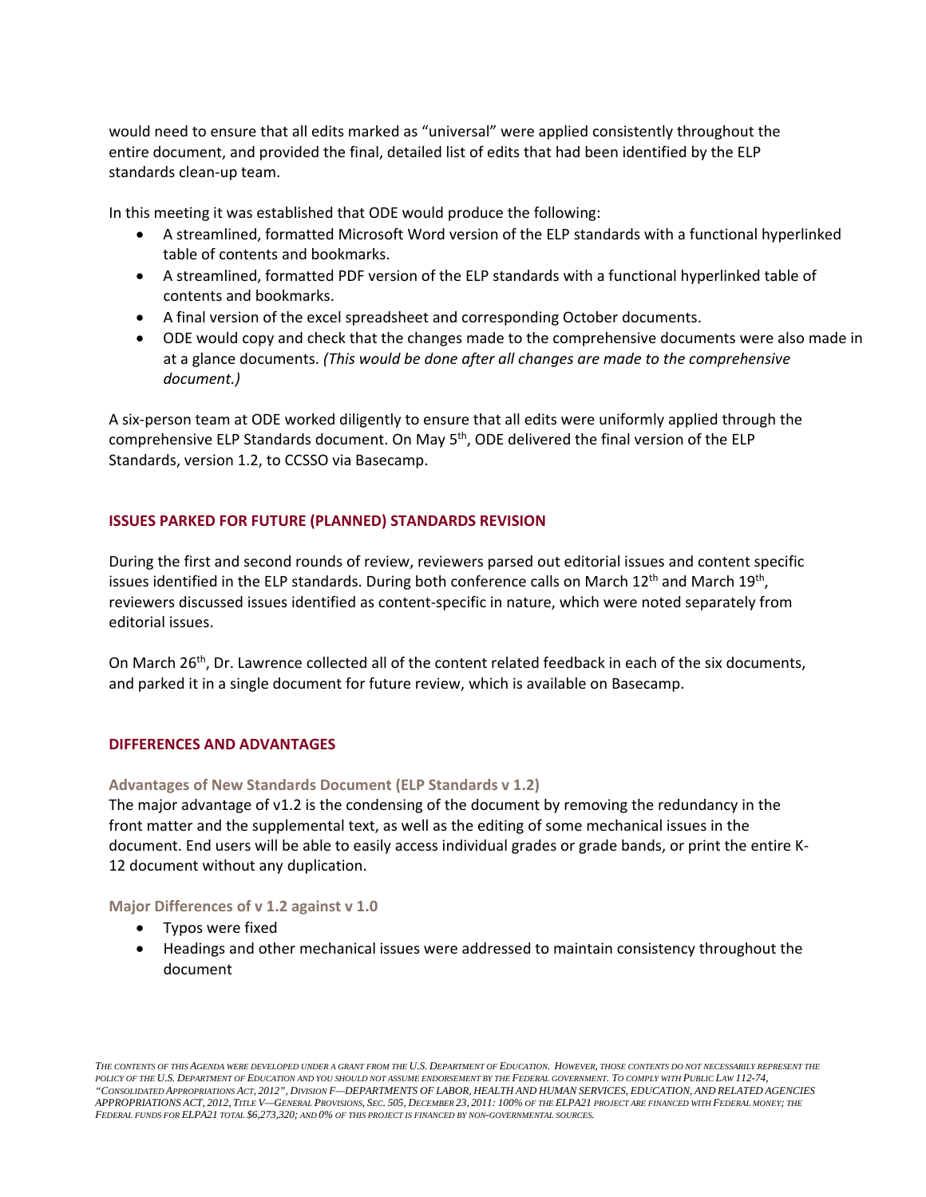would need to ensure that all edits marked as "universal" were applied consistently throughout the entire document, and provided the final, detailed list of edits that had been identified by the ELP standards clean-up team.

In this meeting it was established that ODE would produce the following:

- A streamlined, formatted Microsoft Word version of the ELP standards with a functional hyperlinked table of contents and bookmarks.
- A streamlined, formatted PDF version of the ELP standards with a functional hyperlinked table of contents and bookmarks.
- A final version of the excel spreadsheet and corresponding October documents.
- ODE would copy and check that the changes made to the comprehensive documents were also made in at a glance documents. *(This would be done after all changes are made to the comprehensive document.)*

A six-person team at ODE worked diligently to ensure that all edits were uniformly applied through the comprehensive ELP Standards document. On May 5th, ODE delivered the final version of the ELP Standards, version 1.2, to CCSSO via Basecamp.

## ISSUES PARKED FOR FUTURE (PLANNED) STANDARDS REVISION

During the first and second rounds of review, reviewers parsed out editorial issues and content specific issues identified in the ELP standards. During both conference calls on March 12th and March 19th, reviewers discussed issues identified as content-specific in nature, which were noted separately from editorial issues.

On March 26th, Dr. Lawrence collected all of the content related feedback in each of the six documents, and parked it in a single document for future review, which is available on Basecamp.

## DIFFERENCES AND ADVANTAGES

### Advantages of New Standards Document (ELP Standards v 1.2)

The major advantage of v1.2 is the condensing of the document by removing the redundancy in the front matter and the supplemental text, as well as the editing of some mechanical issues in the document. End users will be able to easily access individual grades or grade bands, or print the entire K-12 document without any duplication.

### Major Differences of v 1.2 against v 1.0

- Typos were fixed
- Headings and other mechanical issues were addressed to maintain consistency throughout the document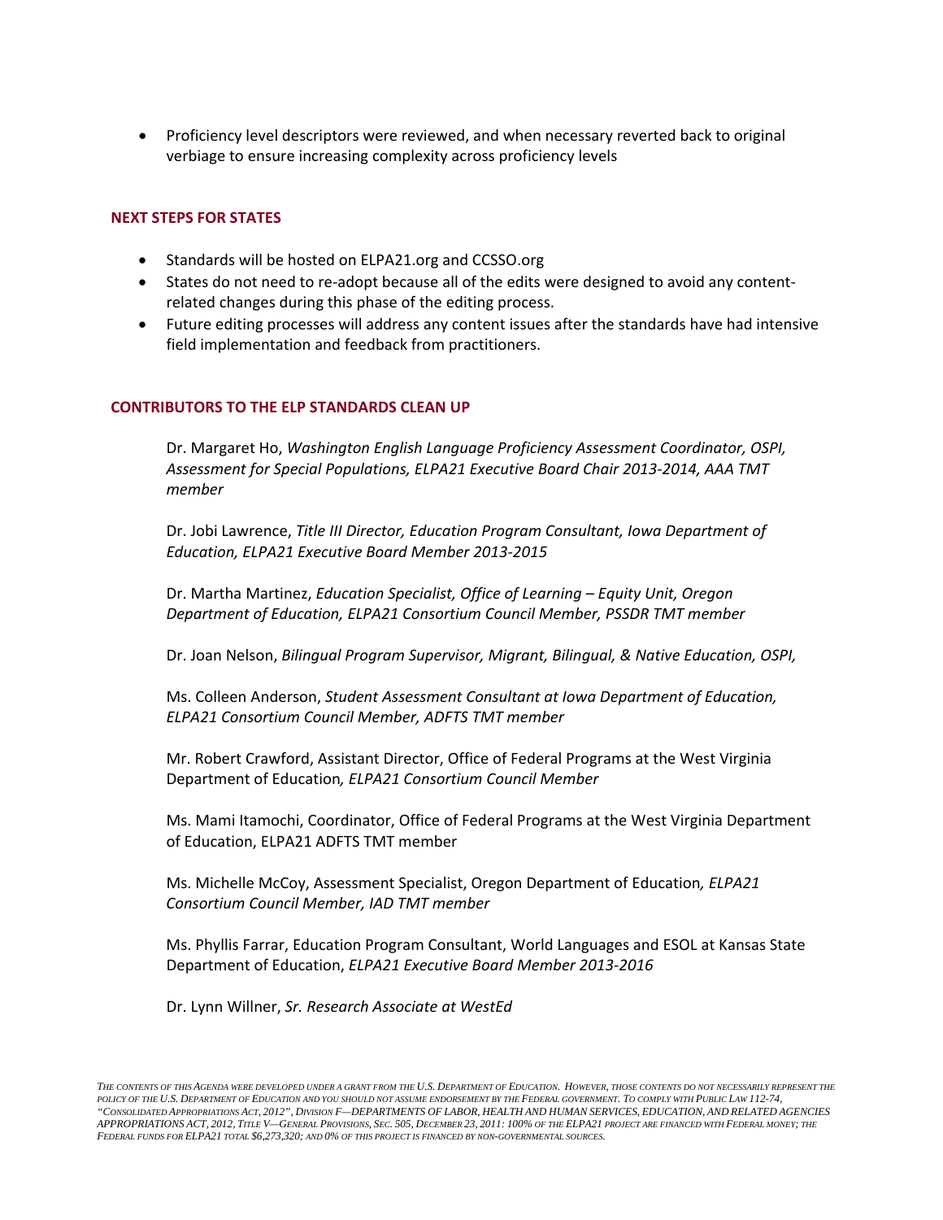- Proficiency level descriptors were reviewed, and when necessary reverted back to original verbiage to ensure increasing complexity across proficiency levels

## NEXT STEPS FOR STATES

- Standards will be hosted on ELPA21.org and CCSSO.org
- States do not need to re-adopt because all of the edits were designed to avoid any content-related changes during this phase of the editing process.
- Future editing processes will address any content issues after the standards have had intensive field implementation and feedback from practitioners.

## CONTRIBUTORS TO THE ELP STANDARDS CLEAN UP

Dr. Margaret Ho, *Washington English Language Proficiency Assessment Coordinator, OSPI, Assessment for Special Populations, ELPA21 Executive Board Chair 2013-2014, AAA TMT member*

Dr. Jobi Lawrence, *Title III Director, Education Program Consultant, Iowa Department of Education, ELPA21 Executive Board Member 2013-2015*

Dr. Martha Martinez, *Education Specialist, Office of Learning – Equity Unit, Oregon Department of Education, ELPA21 Consortium Council Member, PSSDR TMT member*

Dr. Joan Nelson, *Bilingual Program Supervisor, Migrant, Bilingual, & Native Education, OSPI,*

Ms. Colleen Anderson, *Student Assessment Consultant at Iowa Department of Education, ELPA21 Consortium Council Member, ADFTS TMT member*

Mr. Robert Crawford, Assistant Director, Office of Federal Programs at the West Virginia Department of Education*, ELPA21 Consortium Council Member*

Ms. Mami Itamochi, Coordinator, Office of Federal Programs at the West Virginia Department of Education, ELPA21 ADFTS TMT member

Ms. Michelle McCoy, Assessment Specialist, Oregon Department of Education*, ELPA21 Consortium Council Member, IAD TMT member*

Ms. Phyllis Farrar, Education Program Consultant, World Languages and ESOL at Kansas State Department of Education, *ELPA21 Executive Board Member 2013-2016*

Dr. Lynn Willner, *Sr. Research Associate at WestEd*

*The contents of this Agenda were developed under a grant from the U.S. Department of Education. However, those contents do not necessarily represent the policy of the U.S. Department of Education and you should not assume endorsement by the Federal government. To comply with Public Law 112-74, "Consolidated Appropriations Act, 2012", Division F—DEPARTMENTS OF LABOR, HEALTH AND HUMAN SERVICES, EDUCATION, AND RELATED AGENCIES APPROPRIATIONS ACT, 2012, Title V—General Provisions, Sec. 505, December 23, 2011: 100% of the ELPA21 project are financed with Federal money; the Federal funds for ELPA21 total $6,273,320; and 0% of this project is financed by non-governmental sources.*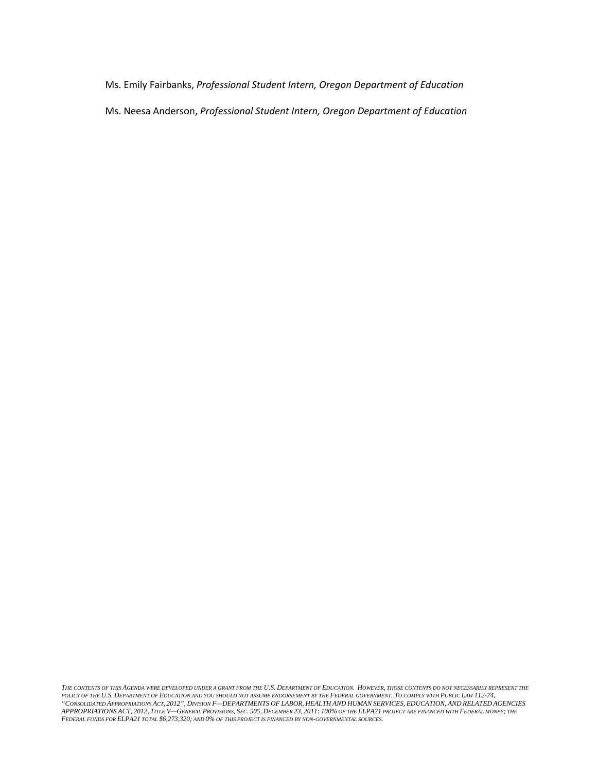Ms. Emily Fairbanks, *Professional Student Intern, Oregon Department of Education*

Ms. Neesa Anderson, *Professional Student Intern, Oregon Department of Education*

*THE CONTENTS OF THIS AGENDA WERE DEVELOPED UNDER A GRANT FROM THE U.S. DEPARTMENT OF EDUCATION. HOWEVER, THOSE CONTENTS DO NOT NECESSARILY REPRESENT THE POLICY OF THE U.S. DEPARTMENT OF EDUCATION AND YOU SHOULD NOT ASSUME ENDORSEMENT BY THE FEDERAL GOVERNMENT. TO COMPLY WITH PUBLIC LAW 112-74, "CONSOLIDATED APPROPRIATIONS ACT, 2012", DIVISION F—DEPARTMENTS OF LABOR, HEALTH AND HUMAN SERVICES, EDUCATION, AND RELATED AGENCIES APPROPRIATIONS ACT, 2012, TITLE V—GENERAL PROVISIONS, SEC. 505, DECEMBER 23, 2011: 100% OF THE ELPA21 PROJECT ARE FINANCED WITH FEDERAL MONEY; THE FEDERAL FUNDS FOR ELPA21 TOTAL $6,273,320; AND 0% OF THIS PROJECT IS FINANCED BY NON-GOVERNMENTAL SOURCES.*